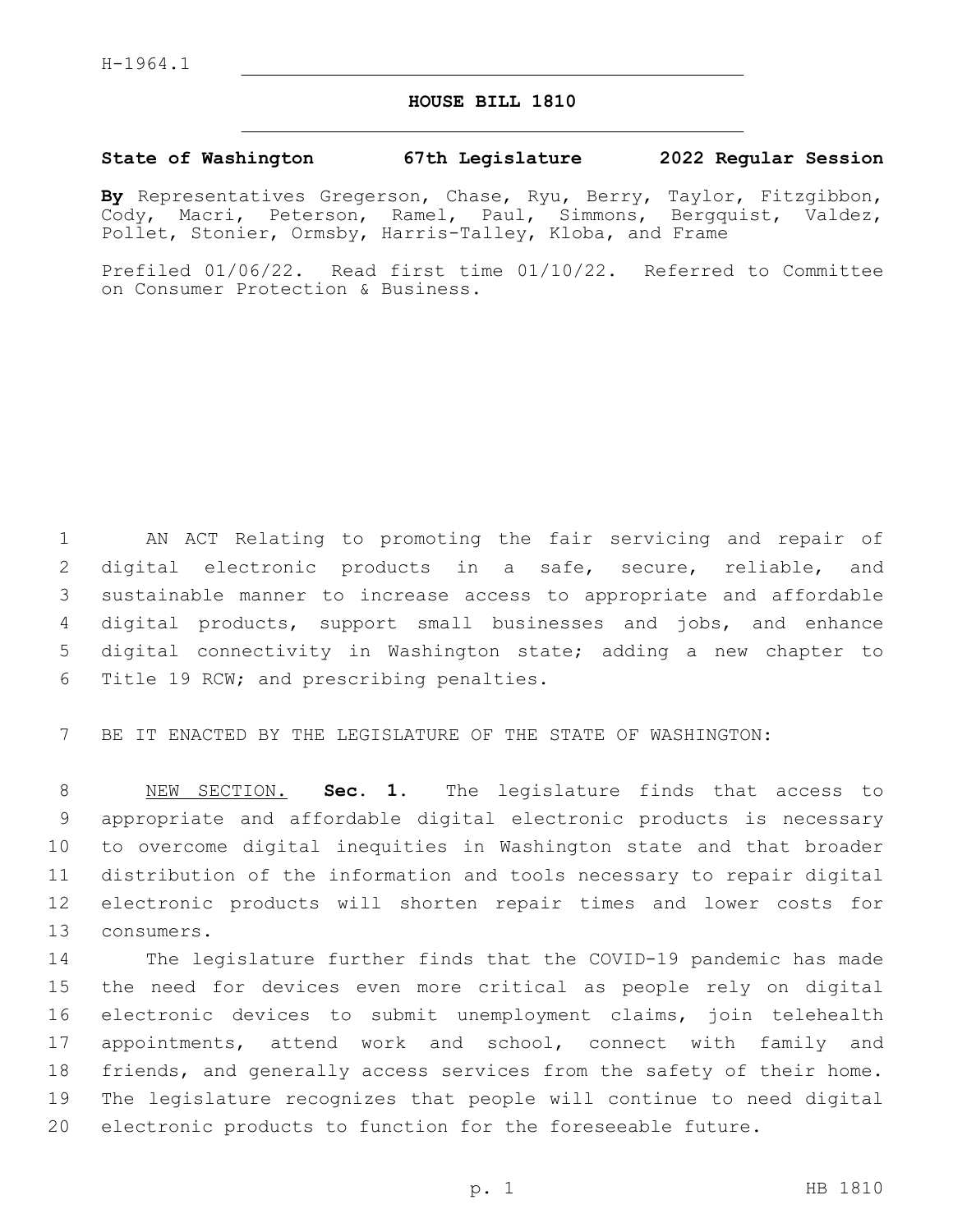H-1964.1

# HOUSE BILL 1810

**State of Washington 67th Legislature 2022 Regular Session**

**By** Representatives Gregerson, Chase, Ryu, Berry, Taylor, Fitzgibbon, Cody, Macri, Peterson, Ramel, Paul, Simmons, Bergquist, Valdez, Pollet, Stonier, Ormsby, Harris-Talley, Kloba, and Frame

Prefiled 01/06/22. Read first time 01/10/22. Referred to Committee on Consumer Protection & Business.

AN ACT Relating to promoting the fair servicing and repair of digital electronic products in a safe, secure, reliable, and sustainable manner to increase access to appropriate and affordable digital products, support small businesses and jobs, and enhance digital connectivity in Washington state; adding a new chapter to Title 19 RCW; and prescribing penalties.

BE IT ENACTED BY THE LEGISLATURE OF THE STATE OF WASHINGTON:

NEW SECTION. **Sec. 1.** The legislature finds that access to appropriate and affordable digital electronic products is necessary to overcome digital inequities in Washington state and that broader distribution of the information and tools necessary to repair digital electronic products will shorten repair times and lower costs for consumers.

The legislature further finds that the COVID-19 pandemic has made the need for devices even more critical as people rely on digital electronic devices to submit unemployment claims, join telehealth appointments, attend work and school, connect with family and friends, and generally access services from the safety of their home. The legislature recognizes that people will continue to need digital electronic products to function for the foreseeable future.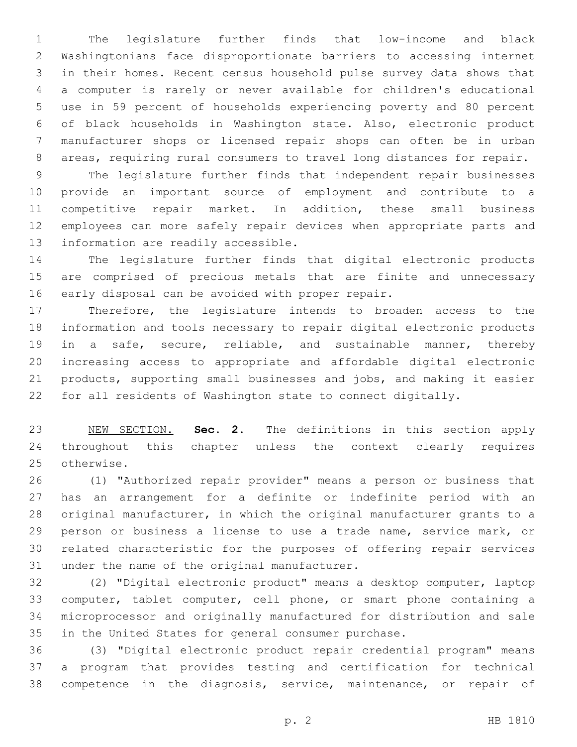The legislature further finds that low-income and black Washingtonians face disproportionate barriers to accessing internet in their homes. Recent census household pulse survey data shows that a computer is rarely or never available for children's educational use in 59 percent of households experiencing poverty and 80 percent of black households in Washington state. Also, electronic product manufacturer shops or licensed repair shops can often be in urban areas, requiring rural consumers to travel long distances for repair.

The legislature further finds that independent repair businesses provide an important source of employment and contribute to a competitive repair market. In addition, these small business employees can more safely repair devices when appropriate parts and information are readily accessible.

The legislature further finds that digital electronic products are comprised of precious metals that are finite and unnecessary early disposal can be avoided with proper repair.

Therefore, the legislature intends to broaden access to the information and tools necessary to repair digital electronic products in a safe, secure, reliable, and sustainable manner, thereby increasing access to appropriate and affordable digital electronic products, supporting small businesses and jobs, and making it easier for all residents of Washington state to connect digitally.

NEW SECTION. **Sec. 2.** The definitions in this section apply throughout this chapter unless the context clearly requires otherwise.

(1) "Authorized repair provider" means a person or business that has an arrangement for a definite or indefinite period with an original manufacturer, in which the original manufacturer grants to a person or business a license to use a trade name, service mark, or related characteristic for the purposes of offering repair services under the name of the original manufacturer.

(2) "Digital electronic product" means a desktop computer, laptop computer, tablet computer, cell phone, or smart phone containing a microprocessor and originally manufactured for distribution and sale in the United States for general consumer purchase.

(3) "Digital electronic product repair credential program" means a program that provides testing and certification for technical competence in the diagnosis, service, maintenance, or repair of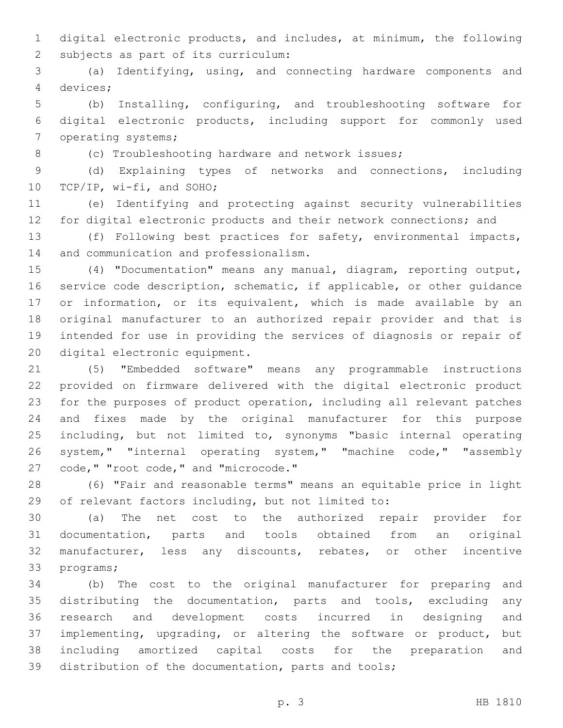digital electronic products, and includes, at minimum, the following subjects as part of its curriculum:

(a) Identifying, using, and connecting hardware components and devices;

(b) Installing, configuring, and troubleshooting software for digital electronic products, including support for commonly used operating systems;

(c) Troubleshooting hardware and network issues;

(d) Explaining types of networks and connections, including TCP/IP, wi-fi, and SOHO;

(e) Identifying and protecting against security vulnerabilities for digital electronic products and their network connections; and

(f) Following best practices for safety, environmental impacts, and communication and professionalism.

(4) "Documentation" means any manual, diagram, reporting output, service code description, schematic, if applicable, or other guidance or information, or its equivalent, which is made available by an original manufacturer to an authorized repair provider and that is intended for use in providing the services of diagnosis or repair of digital electronic equipment.

(5) "Embedded software" means any programmable instructions provided on firmware delivered with the digital electronic product for the purposes of product operation, including all relevant patches and fixes made by the original manufacturer for this purpose including, but not limited to, synonyms "basic internal operating system," "internal operating system," "machine code," "assembly code," "root code," and "microcode."

(6) "Fair and reasonable terms" means an equitable price in light of relevant factors including, but not limited to:

(a) The net cost to the authorized repair provider for documentation, parts and tools obtained from an original manufacturer, less any discounts, rebates, or other incentive programs;

(b) The cost to the original manufacturer for preparing and distributing the documentation, parts and tools, excluding any research and development costs incurred in designing and implementing, upgrading, or altering the software or product, but including amortized capital costs for the preparation and distribution of the documentation, parts and tools;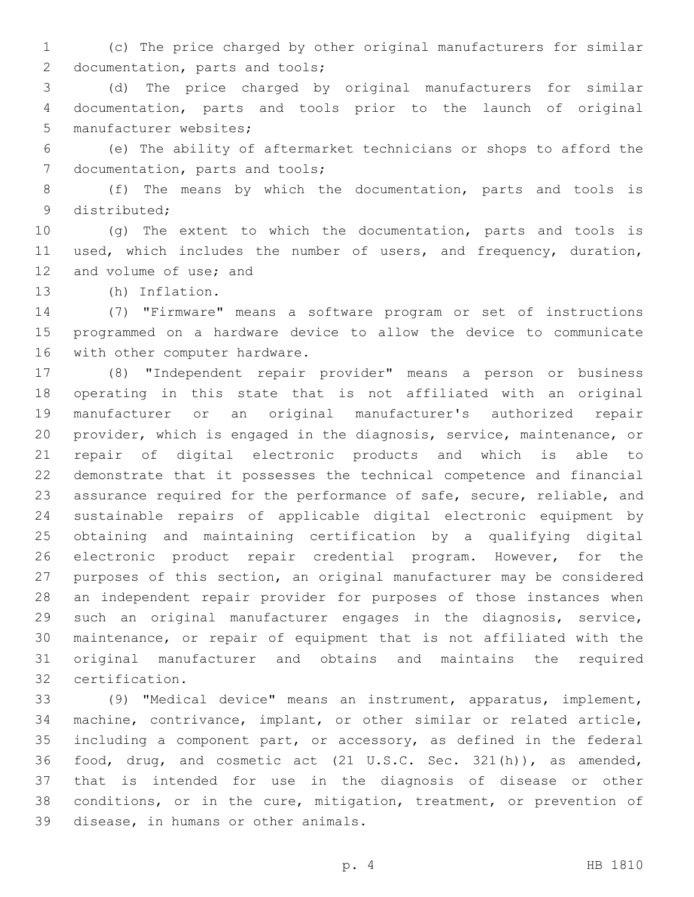(c) The price charged by other original manufacturers for similar documentation, parts and tools;

(d) The price charged by original manufacturers for similar documentation, parts and tools prior to the launch of original manufacturer websites;

(e) The ability of aftermarket technicians or shops to afford the documentation, parts and tools;

(f) The means by which the documentation, parts and tools is distributed;

(g) The extent to which the documentation, parts and tools is used, which includes the number of users, and frequency, duration, and volume of use; and

(h) Inflation.

(7) "Firmware" means a software program or set of instructions programmed on a hardware device to allow the device to communicate with other computer hardware.

(8) "Independent repair provider" means a person or business operating in this state that is not affiliated with an original manufacturer or an original manufacturer's authorized repair provider, which is engaged in the diagnosis, service, maintenance, or repair of digital electronic products and which is able to demonstrate that it possesses the technical competence and financial assurance required for the performance of safe, secure, reliable, and sustainable repairs of applicable digital electronic equipment by obtaining and maintaining certification by a qualifying digital electronic product repair credential program. However, for the purposes of this section, an original manufacturer may be considered an independent repair provider for purposes of those instances when such an original manufacturer engages in the diagnosis, service, maintenance, or repair of equipment that is not affiliated with the original manufacturer and obtains and maintains the required certification.

(9) "Medical device" means an instrument, apparatus, implement, machine, contrivance, implant, or other similar or related article, including a component part, or accessory, as defined in the federal food, drug, and cosmetic act (21 U.S.C. Sec. 321(h)), as amended, that is intended for use in the diagnosis of disease or other conditions, or in the cure, mitigation, treatment, or prevention of disease, in humans or other animals.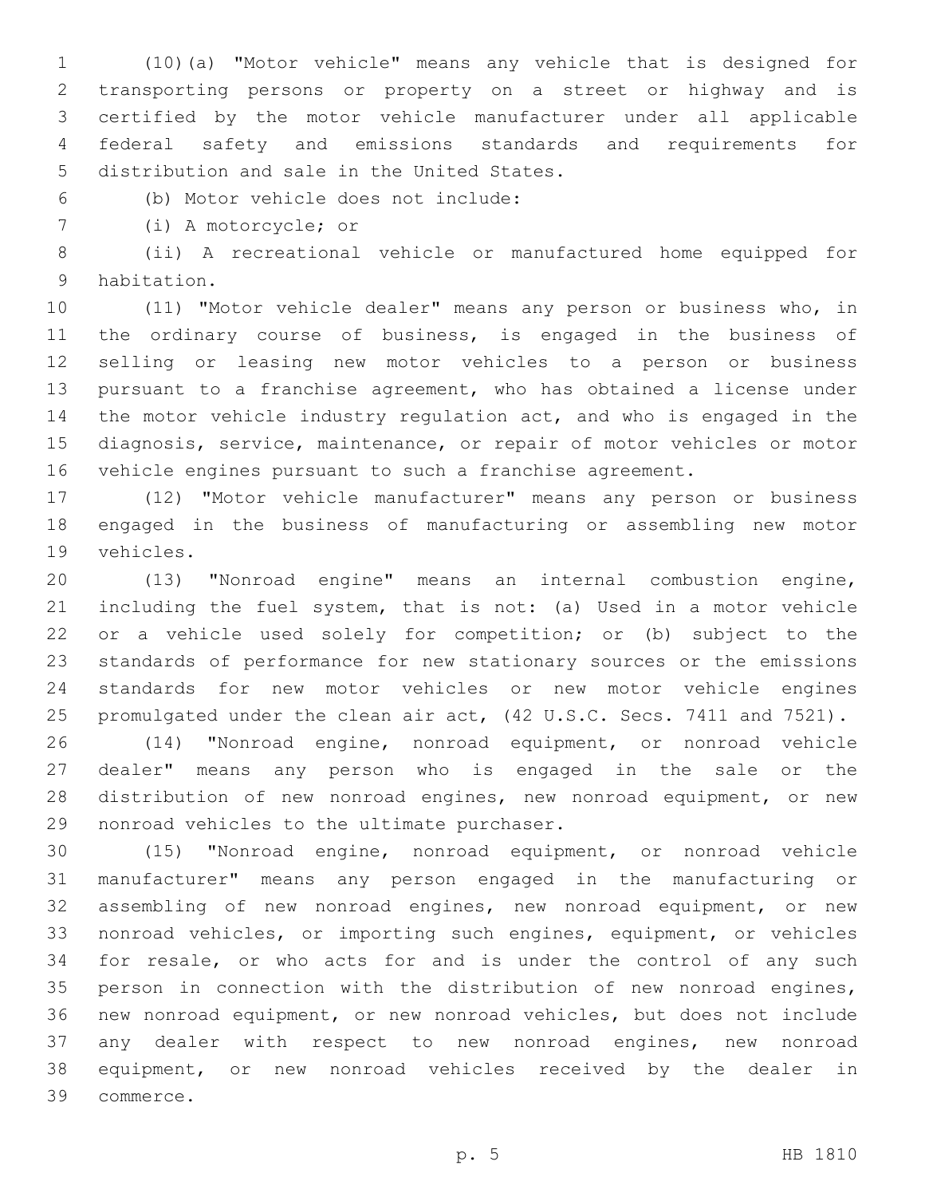(10)(a) "Motor vehicle" means any vehicle that is designed for transporting persons or property on a street or highway and is certified by the motor vehicle manufacturer under all applicable federal safety and emissions standards and requirements for distribution and sale in the United States.

(b) Motor vehicle does not include:

(i) A motorcycle; or

(ii) A recreational vehicle or manufactured home equipped for habitation.

(11) "Motor vehicle dealer" means any person or business who, in the ordinary course of business, is engaged in the business of selling or leasing new motor vehicles to a person or business pursuant to a franchise agreement, who has obtained a license under the motor vehicle industry regulation act, and who is engaged in the diagnosis, service, maintenance, or repair of motor vehicles or motor vehicle engines pursuant to such a franchise agreement.

(12) "Motor vehicle manufacturer" means any person or business engaged in the business of manufacturing or assembling new motor vehicles.

(13) "Nonroad engine" means an internal combustion engine, including the fuel system, that is not: (a) Used in a motor vehicle or a vehicle used solely for competition; or (b) subject to the standards of performance for new stationary sources or the emissions standards for new motor vehicles or new motor vehicle engines promulgated under the clean air act, (42 U.S.C. Secs. 7411 and 7521).

(14) "Nonroad engine, nonroad equipment, or nonroad vehicle dealer" means any person who is engaged in the sale or the distribution of new nonroad engines, new nonroad equipment, or new nonroad vehicles to the ultimate purchaser.

(15) "Nonroad engine, nonroad equipment, or nonroad vehicle manufacturer" means any person engaged in the manufacturing or assembling of new nonroad engines, new nonroad equipment, or new nonroad vehicles, or importing such engines, equipment, or vehicles for resale, or who acts for and is under the control of any such person in connection with the distribution of new nonroad engines, new nonroad equipment, or new nonroad vehicles, but does not include any dealer with respect to new nonroad engines, new nonroad equipment, or new nonroad vehicles received by the dealer in commerce.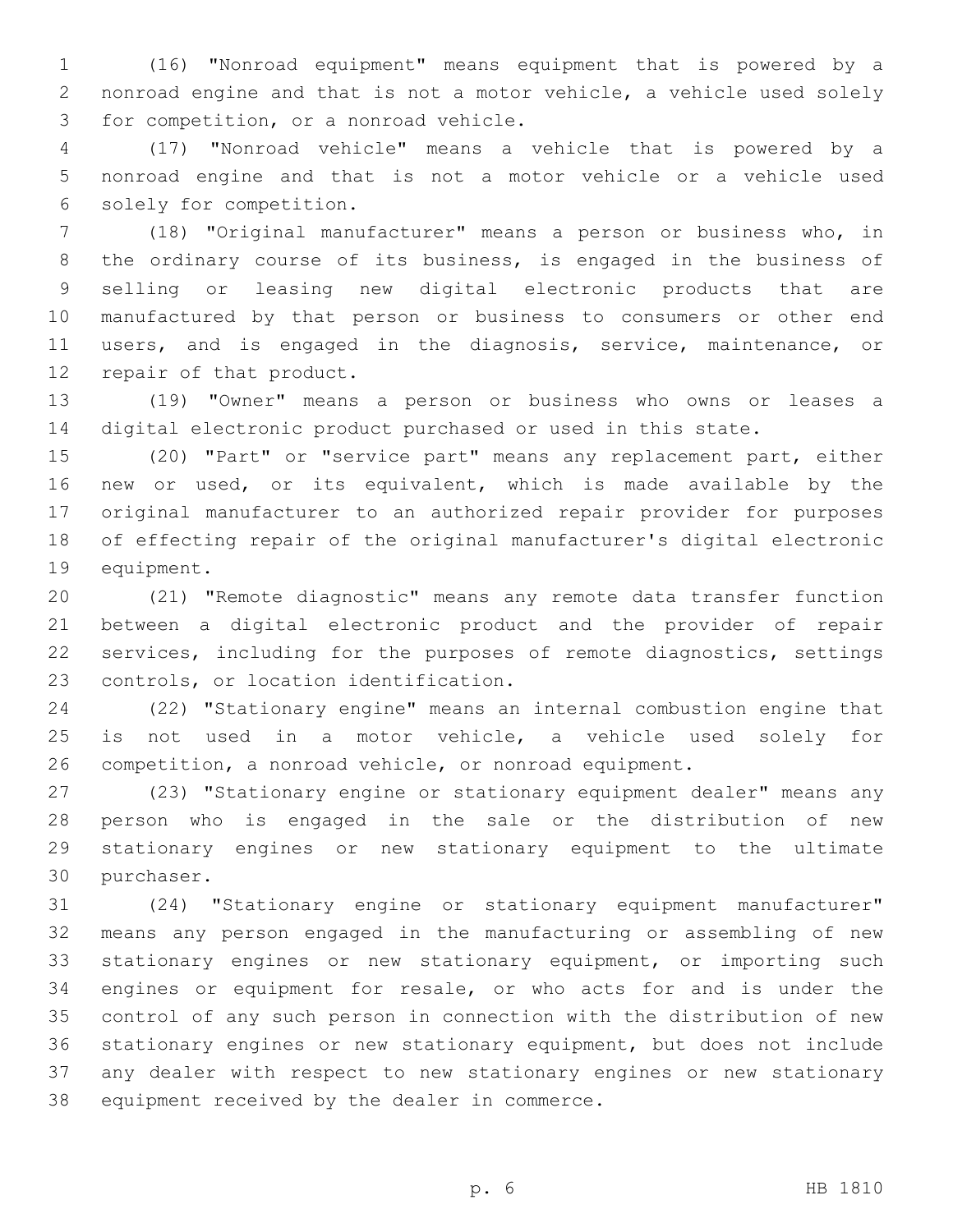(16) "Nonroad equipment" means equipment that is powered by a nonroad engine and that is not a motor vehicle, a vehicle used solely for competition, or a nonroad vehicle.

(17) "Nonroad vehicle" means a vehicle that is powered by a nonroad engine and that is not a motor vehicle or a vehicle used solely for competition.

(18) "Original manufacturer" means a person or business who, in the ordinary course of its business, is engaged in the business of selling or leasing new digital electronic products that are manufactured by that person or business to consumers or other end users, and is engaged in the diagnosis, service, maintenance, or repair of that product.

(19) "Owner" means a person or business who owns or leases a digital electronic product purchased or used in this state.

(20) "Part" or "service part" means any replacement part, either new or used, or its equivalent, which is made available by the original manufacturer to an authorized repair provider for purposes of effecting repair of the original manufacturer's digital electronic equipment.

(21) "Remote diagnostic" means any remote data transfer function between a digital electronic product and the provider of repair services, including for the purposes of remote diagnostics, settings controls, or location identification.

(22) "Stationary engine" means an internal combustion engine that is not used in a motor vehicle, a vehicle used solely for competition, a nonroad vehicle, or nonroad equipment.

(23) "Stationary engine or stationary equipment dealer" means any person who is engaged in the sale or the distribution of new stationary engines or new stationary equipment to the ultimate purchaser.

(24) "Stationary engine or stationary equipment manufacturer" means any person engaged in the manufacturing or assembling of new stationary engines or new stationary equipment, or importing such engines or equipment for resale, or who acts for and is under the control of any such person in connection with the distribution of new stationary engines or new stationary equipment, but does not include any dealer with respect to new stationary engines or new stationary equipment received by the dealer in commerce.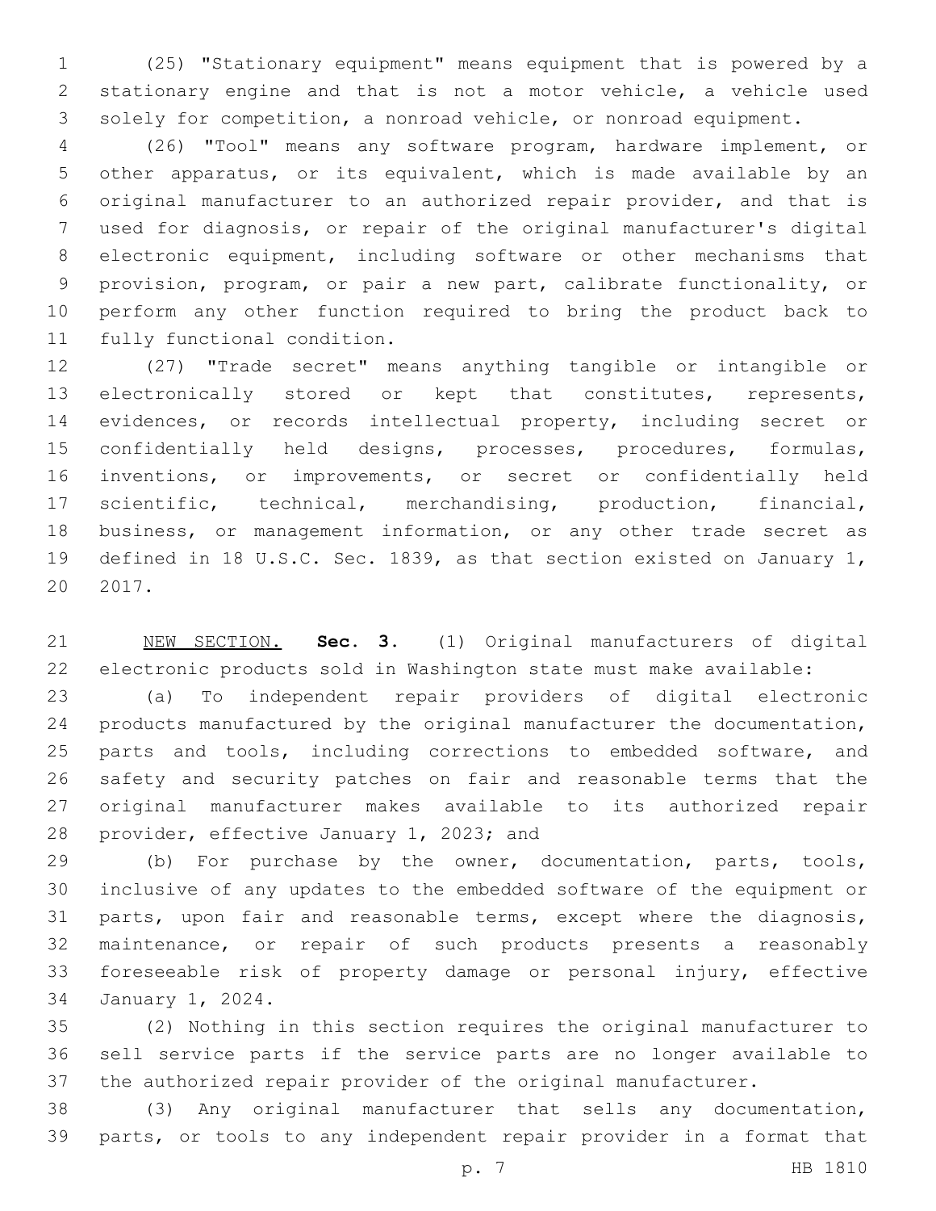(25) "Stationary equipment" means equipment that is powered by a stationary engine and that is not a motor vehicle, a vehicle used solely for competition, a nonroad vehicle, or nonroad equipment.

(26) "Tool" means any software program, hardware implement, or other apparatus, or its equivalent, which is made available by an original manufacturer to an authorized repair provider, and that is used for diagnosis, or repair of the original manufacturer's digital electronic equipment, including software or other mechanisms that provision, program, or pair a new part, calibrate functionality, or perform any other function required to bring the product back to fully functional condition.

(27) "Trade secret" means anything tangible or intangible or electronically stored or kept that constitutes, represents, evidences, or records intellectual property, including secret or confidentially held designs, processes, procedures, formulas, inventions, or improvements, or secret or confidentially held scientific, technical, merchandising, production, financial, business, or management information, or any other trade secret as defined in 18 U.S.C. Sec. 1839, as that section existed on January 1, 2017.

NEW SECTION. **Sec. 3.** (1) Original manufacturers of digital electronic products sold in Washington state must make available:

(a) To independent repair providers of digital electronic products manufactured by the original manufacturer the documentation, parts and tools, including corrections to embedded software, and safety and security patches on fair and reasonable terms that the original manufacturer makes available to its authorized repair provider, effective January 1, 2023; and

(b) For purchase by the owner, documentation, parts, tools, inclusive of any updates to the embedded software of the equipment or parts, upon fair and reasonable terms, except where the diagnosis, maintenance, or repair of such products presents a reasonably foreseeable risk of property damage or personal injury, effective January 1, 2024.

(2) Nothing in this section requires the original manufacturer to sell service parts if the service parts are no longer available to the authorized repair provider of the original manufacturer.

(3) Any original manufacturer that sells any documentation, parts, or tools to any independent repair provider in a format that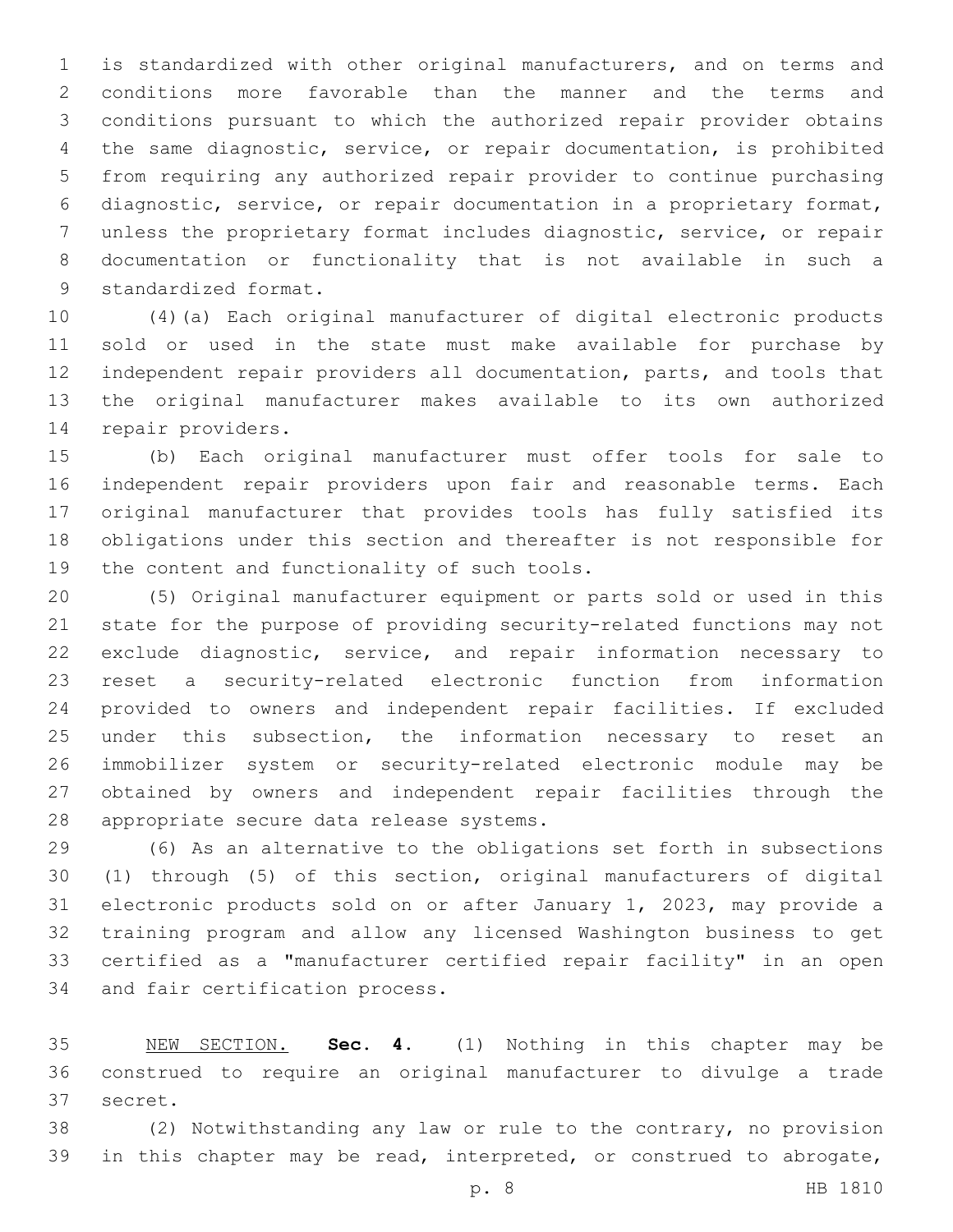is standardized with other original manufacturers, and on terms and conditions more favorable than the manner and the terms and conditions pursuant to which the authorized repair provider obtains the same diagnostic, service, or repair documentation, is prohibited from requiring any authorized repair provider to continue purchasing diagnostic, service, or repair documentation in a proprietary format, unless the proprietary format includes diagnostic, service, or repair documentation or functionality that is not available in such a standardized format.

(4)(a) Each original manufacturer of digital electronic products sold or used in the state must make available for purchase by independent repair providers all documentation, parts, and tools that the original manufacturer makes available to its own authorized repair providers.

(b) Each original manufacturer must offer tools for sale to independent repair providers upon fair and reasonable terms. Each original manufacturer that provides tools has fully satisfied its obligations under this section and thereafter is not responsible for the content and functionality of such tools.

(5) Original manufacturer equipment or parts sold or used in this state for the purpose of providing security-related functions may not exclude diagnostic, service, and repair information necessary to reset a security-related electronic function from information provided to owners and independent repair facilities. If excluded under this subsection, the information necessary to reset an immobilizer system or security-related electronic module may be obtained by owners and independent repair facilities through the appropriate secure data release systems.

(6) As an alternative to the obligations set forth in subsections (1) through (5) of this section, original manufacturers of digital electronic products sold on or after January 1, 2023, may provide a training program and allow any licensed Washington business to get certified as a "manufacturer certified repair facility" in an open and fair certification process.

NEW SECTION. **Sec. 4.** (1) Nothing in this chapter may be construed to require an original manufacturer to divulge a trade secret.

(2) Notwithstanding any law or rule to the contrary, no provision in this chapter may be read, interpreted, or construed to abrogate,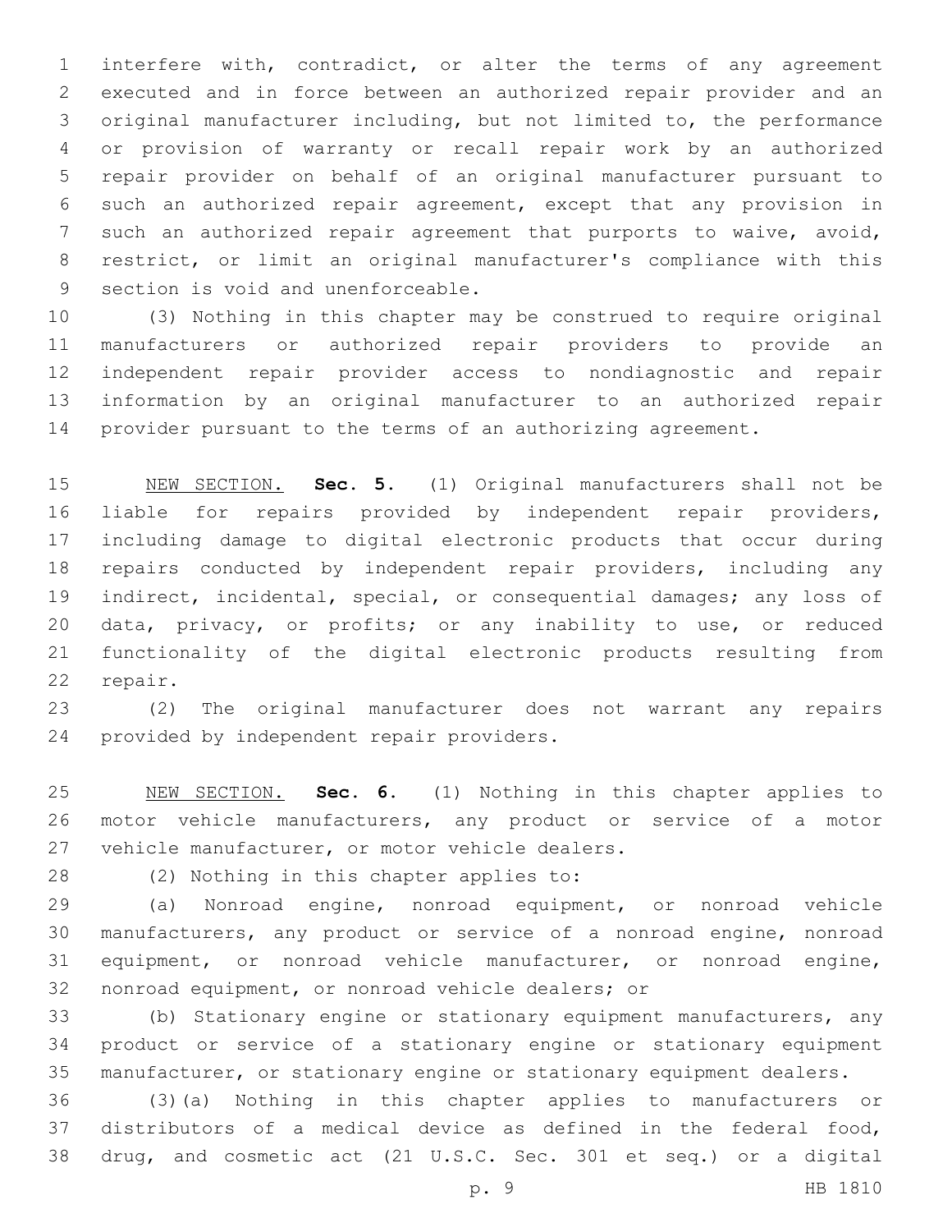interfere with, contradict, or alter the terms of any agreement executed and in force between an authorized repair provider and an original manufacturer including, but not limited to, the performance or provision of warranty or recall repair work by an authorized repair provider on behalf of an original manufacturer pursuant to such an authorized repair agreement, except that any provision in such an authorized repair agreement that purports to waive, avoid, restrict, or limit an original manufacturer's compliance with this section is void and unenforceable.

(3) Nothing in this chapter may be construed to require original manufacturers or authorized repair providers to provide an independent repair provider access to nondiagnostic and repair information by an original manufacturer to an authorized repair provider pursuant to the terms of an authorizing agreement.

NEW SECTION. **Sec. 5.** (1) Original manufacturers shall not be liable for repairs provided by independent repair providers, including damage to digital electronic products that occur during repairs conducted by independent repair providers, including any indirect, incidental, special, or consequential damages; any loss of data, privacy, or profits; or any inability to use, or reduced functionality of the digital electronic products resulting from repair.

(2) The original manufacturer does not warrant any repairs provided by independent repair providers.

NEW SECTION. **Sec. 6.** (1) Nothing in this chapter applies to motor vehicle manufacturers, any product or service of a motor vehicle manufacturer, or motor vehicle dealers.

(2) Nothing in this chapter applies to:

(a) Nonroad engine, nonroad equipment, or nonroad vehicle manufacturers, any product or service of a nonroad engine, nonroad equipment, or nonroad vehicle manufacturer, or nonroad engine, nonroad equipment, or nonroad vehicle dealers; or

(b) Stationary engine or stationary equipment manufacturers, any product or service of a stationary engine or stationary equipment manufacturer, or stationary engine or stationary equipment dealers.

(3)(a) Nothing in this chapter applies to manufacturers or distributors of a medical device as defined in the federal food, drug, and cosmetic act (21 U.S.C. Sec. 301 et seq.) or a digital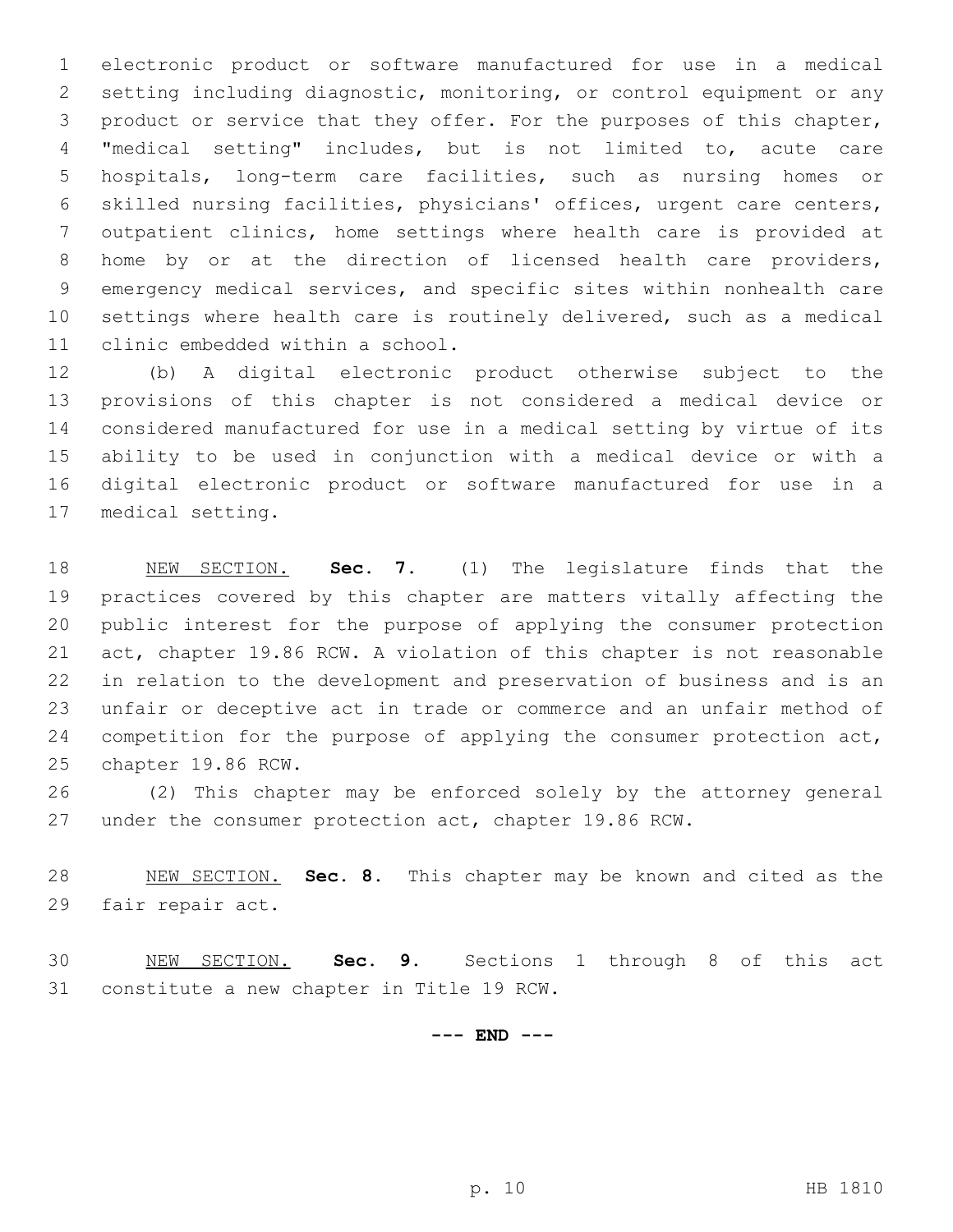electronic product or software manufactured for use in a medical setting including diagnostic, monitoring, or control equipment or any product or service that they offer. For the purposes of this chapter, "medical setting" includes, but is not limited to, acute care hospitals, long-term care facilities, such as nursing homes or skilled nursing facilities, physicians' offices, urgent care centers, outpatient clinics, home settings where health care is provided at home by or at the direction of licensed health care providers, emergency medical services, and specific sites within nonhealth care settings where health care is routinely delivered, such as a medical clinic embedded within a school.

(b) A digital electronic product otherwise subject to the provisions of this chapter is not considered a medical device or considered manufactured for use in a medical setting by virtue of its ability to be used in conjunction with a medical device or with a digital electronic product or software manufactured for use in a medical setting.

NEW SECTION. **Sec. 7.** (1) The legislature finds that the practices covered by this chapter are matters vitally affecting the public interest for the purpose of applying the consumer protection act, chapter 19.86 RCW. A violation of this chapter is not reasonable in relation to the development and preservation of business and is an unfair or deceptive act in trade or commerce and an unfair method of competition for the purpose of applying the consumer protection act, chapter 19.86 RCW.

(2) This chapter may be enforced solely by the attorney general under the consumer protection act, chapter 19.86 RCW.

NEW SECTION. **Sec. 8.** This chapter may be known and cited as the fair repair act.

NEW SECTION. **Sec. 9.** Sections 1 through 8 of this act constitute a new chapter in Title 19 RCW.

**--- END ---**